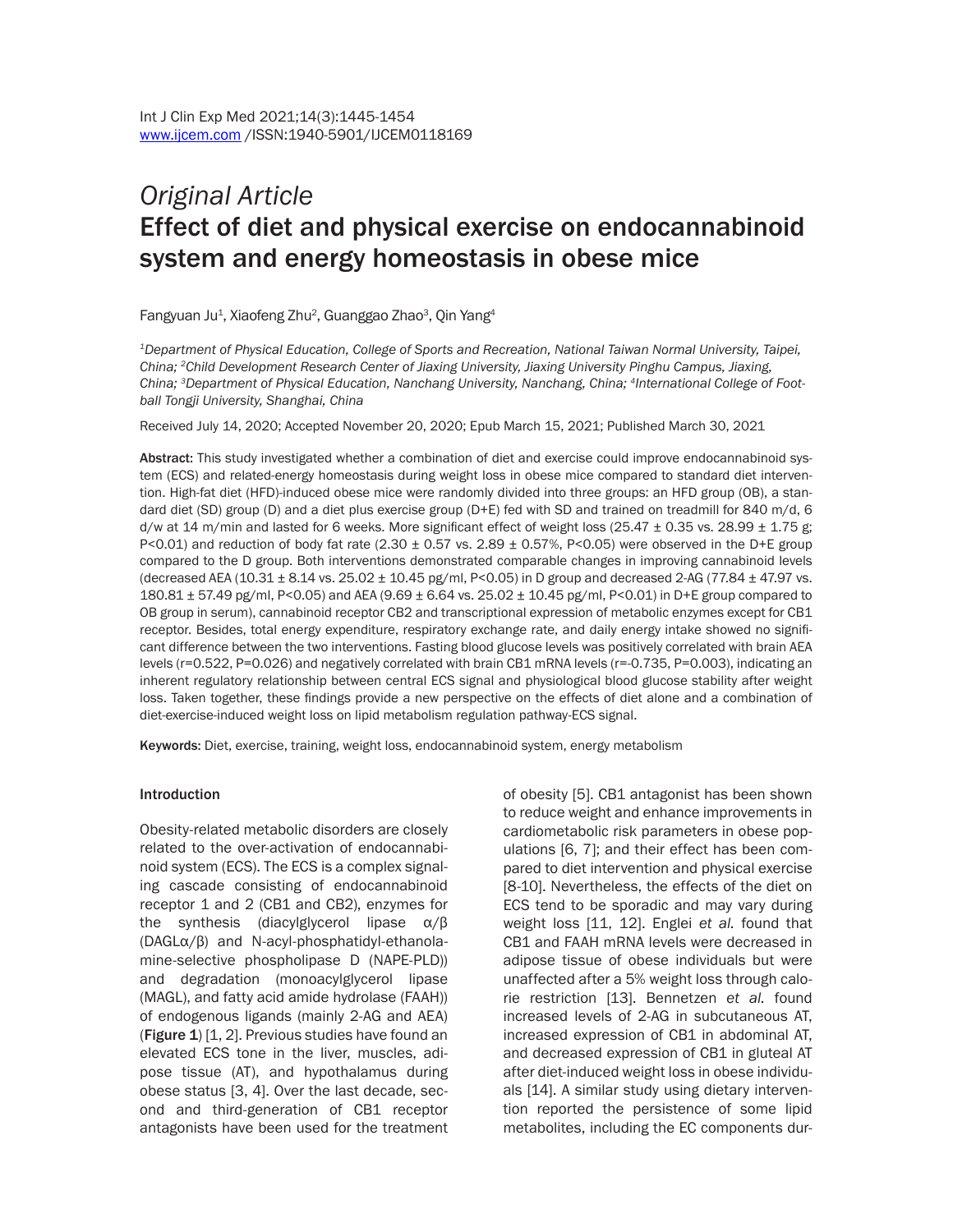*Original Article*

# Effect of diet and physical exercise on endocannabinoid system and energy homeostasis in obese mice

Fangyuan Ju[1], Xiaofeng Zhu[2], Guanggao Zhao[3], Qin Yang[4]

[1]*Department of Physical Education, College of Sports and Recreation, National Taiwan Normal University, Taipei, China;* [2]*Child Development Research Center of Jiaxing University, Jiaxing University Pinghu Campus, Jiaxing, China;* [3]*Department of Physical Education, Nanchang University, Nanchang, China;* [4]*International College of Football Tongji University, Shanghai, China*

Received July 14, 2020; Accepted November 20, 2020; Epub March 15, 2021; Published March 30, 2021

**Abstract:** This study investigated whether a combination of diet and exercise could improve endocannabinoid system (ECS) and related-energy homeostasis during weight loss in obese mice compared to standard diet intervention. High-fat diet (HFD)-induced obese mice were randomly divided into three groups: an HFD group (OB), a standard diet (SD) group (D) and a diet plus exercise group (D+E) fed with SD and trained on treadmill for 840 m/d, 6 d/w at 14 m/min and lasted for 6 weeks. More significant effect of weight loss (25.47 ± 0.35 vs. 28.99 ± 1.75 g; $P<0.01$) and reduction of body fat rate (2.30 ± 0.57 vs. 2.89 ± 0.57%, $P<0.05$) were observed in the D+E group compared to the D group. Both interventions demonstrated comparable changes in improving cannabinoid levels (decreased AEA (10.31 ± 8.14 vs. 25.02 ± 10.45 pg/ml, $P<0.05$) in D group and decreased 2-AG (77.84 ± 47.97 vs. 180.81 ± 57.49 pg/ml, $P<0.05$) and AEA (9.69 ± 6.64 vs. 25.02 ± 10.45 pg/ml, $P<0.01$) in D+E group compared to OB group in serum), cannabinoid receptor CB2 and transcriptional expression of metabolic enzymes except for CB1 receptor. Besides, total energy expenditure, respiratory exchange rate, and daily energy intake showed no significant difference between the two interventions. Fasting blood glucose levels was positively correlated with brain AEA levels ($r=0.522$, $P=0.026$) and negatively correlated with brain CB1 mRNA levels ($r=-0.735$, $P=0.003$), indicating an inherent regulatory relationship between central ECS signal and physiological blood glucose stability after weight loss. Taken together, these findings provide a new perspective on the effects of diet alone and a combination of diet-exercise-induced weight loss on lipid metabolism regulation pathway-ECS signal.

**Keywords:** Diet, exercise, training, weight loss, endocannabinoid system, energy metabolism

## Introduction

Obesity-related metabolic disorders are closely related to the over-activation of endocannabinoid system (ECS). The ECS is a complex signaling cascade consisting of endocannabinoid receptor 1 and 2 (CB1 and CB2), enzymes for the synthesis (diacylglycerol lipase α/β (DAGLα/β) and N-acyl-phosphatidyl-ethanolamine-selective phospholipase D (NAPE-PLD)) and degradation (monoacylglycerol lipase (MAGL), and fatty acid amide hydrolase (FAAH)) of endogenous ligands (mainly 2-AG and AEA) (**Figure 1**) [1, 2]. Previous studies have found an elevated ECS tone in the liver, muscles, adipose tissue (AT), and hypothalamus during obese status [3, 4]. Over the last decade, second and third-generation of CB1 receptor antagonists have been used for the treatment of obesity [5]. CB1 antagonist has been shown to reduce weight and enhance improvements in cardiometabolic risk parameters in obese populations [6, 7]; and their effect has been compared to diet intervention and physical exercise [8-10]. Nevertheless, the effects of the diet on ECS tend to be sporadic and may vary during weight loss [11, 12]. Englei *et al.* found that CB1 and FAAH mRNA levels were decreased in adipose tissue of obese individuals but were unaffected after a 5% weight loss through calorie restriction [13]. Bennetzen *et al.* found increased levels of 2-AG in subcutaneous AT, increased expression of CB1 in abdominal AT, and decreased expression of CB1 in gluteal AT after diet-induced weight loss in obese individuals [14]. A similar study using dietary intervention reported the persistence of some lipid metabolites, including the EC components dur-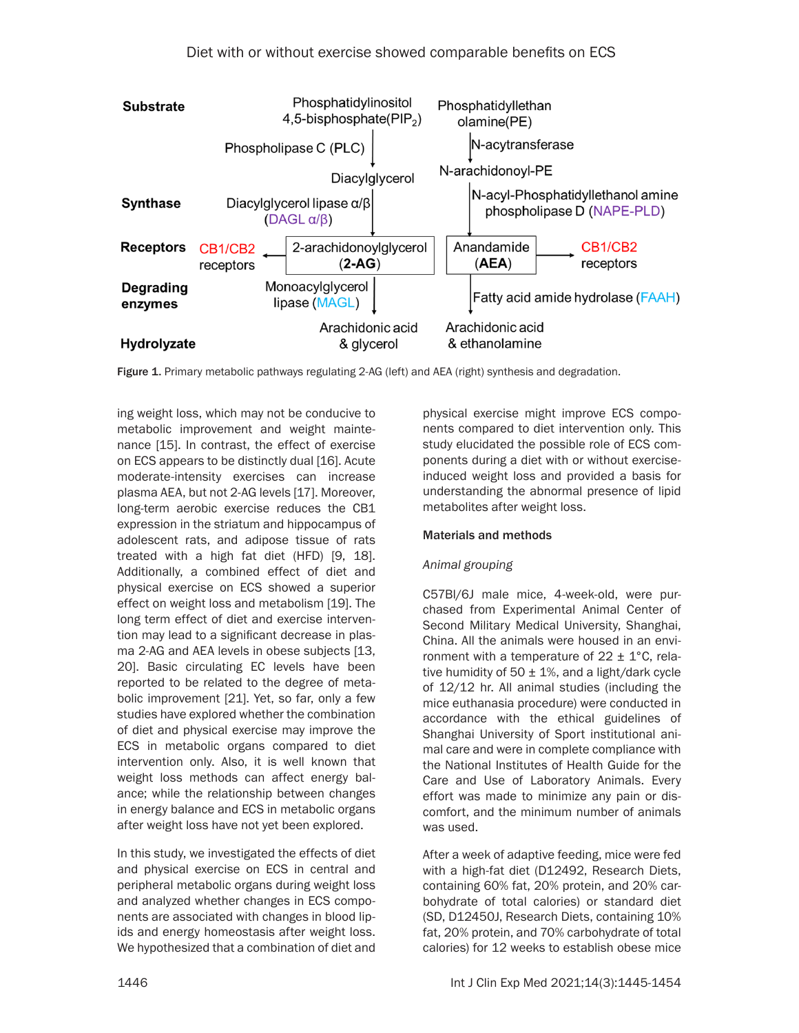| Substrate | | Phosphatidylinositol 4,5-bisphosphate($PIP_2$) | Phosphatidyllethan olamine(PE) | |
|---|---|---|---|---|
| | | Phospholipase C (PLC) ↓ | ↓ N-acytransferase | |
| | | Diacylglycerol | N-arachidonoyl-PE | |
| Synthase | | Diacylglycerol lipase α/β (DAGL α/β) ↓ | ↓ N-acyl-Phosphatidyllethanol amine phospholipase D (NAPE-PLD) | |
| Receptors | CB1/CB2 receptors ← | 2-arachidonoylglycerol (**2-AG**) | Anandamide (**AEA**) | → CB1/CB2 receptors |
| Degrading enzymes | | Monoacylglycerol lipase (MAGL) ↓ | ↓ Fatty acid amide hydrolase (FAAH) | |
| Hydrolyzate | | Arachidonic acid & glycerol | Arachidonic acid & ethanolamine | |

**Figure 1.** Primary metabolic pathways regulating 2-AG (left) and AEA (right) synthesis and degradation.

ing weight loss, which may not be conducive to metabolic improvement and weight maintenance [15]. In contrast, the effect of exercise on ECS appears to be distinctly dual [16]. Acute moderate-intensity exercises can increase plasma AEA, but not 2-AG levels [17]. Moreover, long-term aerobic exercise reduces the CB1 expression in the striatum and hippocampus of adolescent rats, and adipose tissue of rats treated with a high fat diet (HFD) [9, 18]. Additionally, a combined effect of diet and physical exercise on ECS showed a superior effect on weight loss and metabolism [19]. The long term effect of diet and exercise intervention may lead to a significant decrease in plasma 2-AG and AEA levels in obese subjects [13, 20]. Basic circulating EC levels have been reported to be related to the degree of metabolic improvement [21]. Yet, so far, only a few studies have explored whether the combination of diet and physical exercise may improve the ECS in metabolic organs compared to diet intervention only. Also, it is well known that weight loss methods can affect energy balance; while the relationship between changes in energy balance and ECS in metabolic organs after weight loss have not yet been explored.

In this study, we investigated the effects of diet and physical exercise on ECS in central and peripheral metabolic organs during weight loss and analyzed whether changes in ECS components are associated with changes in blood lipids and energy homeostasis after weight loss. We hypothesized that a combination of diet and physical exercise might improve ECS components compared to diet intervention only. This study elucidated the possible role of ECS components during a diet with or without exercise-induced weight loss and provided a basis for understanding the abnormal presence of lipid metabolites after weight loss.

## Materials and methods

### *Animal grouping*

C57Bl/6J male mice, 4-week-old, were purchased from Experimental Animal Center of Second Military Medical University, Shanghai, China. All the animals were housed in an environment with a temperature of 22 ± 1°C, relative humidity of 50 ± 1%, and a light/dark cycle of 12/12 hr. All animal studies (including the mice euthanasia procedure) were conducted in accordance with the ethical guidelines of Shanghai University of Sport institutional animal care and were in complete compliance with the National Institutes of Health Guide for the Care and Use of Laboratory Animals. Every effort was made to minimize any pain or discomfort, and the minimum number of animals was used.

After a week of adaptive feeding, mice were fed with a high-fat diet (D12492, Research Diets, containing 60% fat, 20% protein, and 20% carbohydrate of total calories) or standard diet (SD, D12450J, Research Diets, containing 10% fat, 20% protein, and 70% carbohydrate of total calories) for 12 weeks to establish obese mice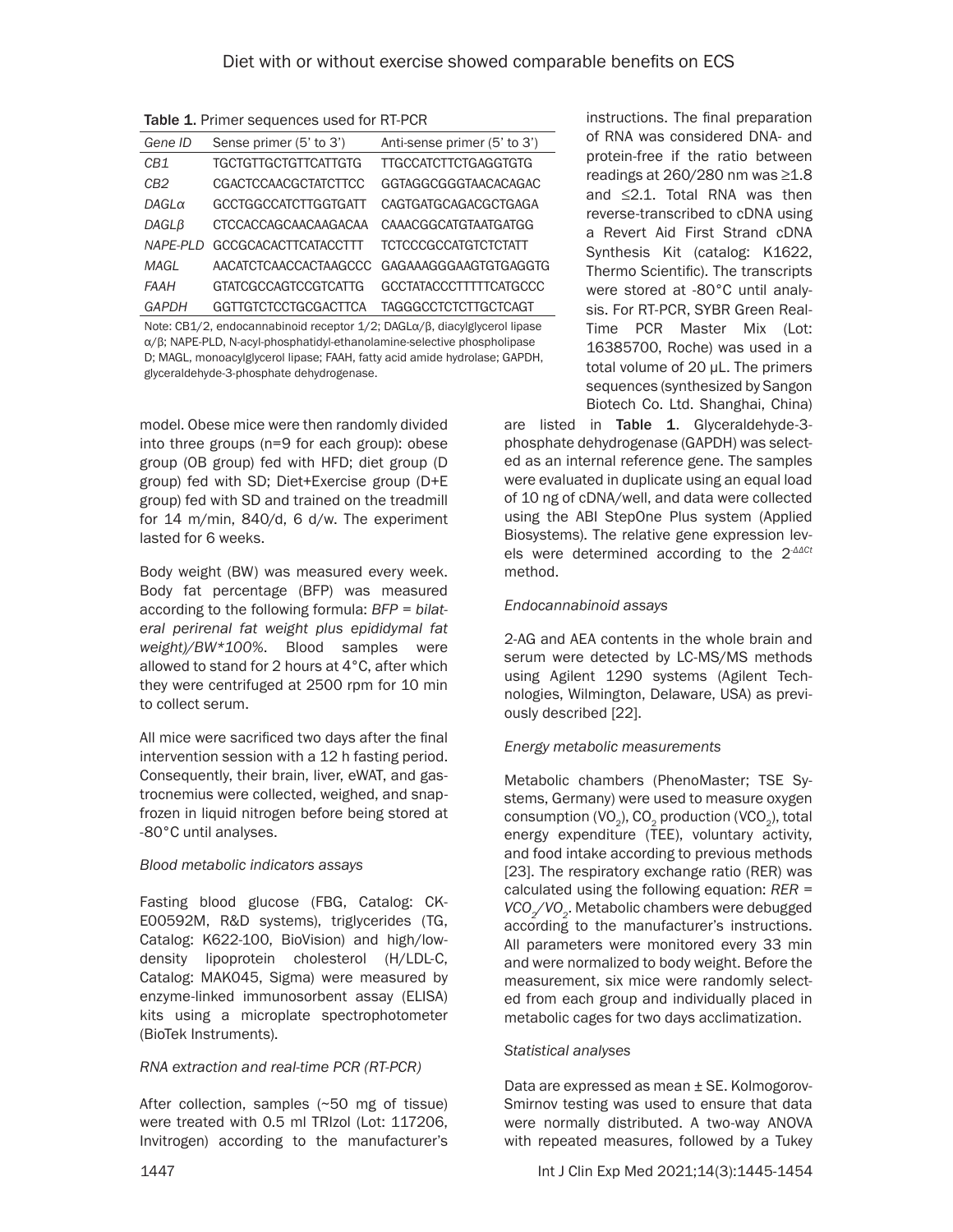**Table 1.** Primer sequences used for RT-PCR

| Gene ID | Sense primer (5' to 3') | Anti-sense primer (5' to 3') |
|---|---|---|
| *CB1* | TGCTGTTGCTGTTCATTGTG | TTGCCATCTTCTGAGGTGTG |
| *CB2* | CGACTCCAACGCTATCTTCC | GGTAGGCGGGTAACACAGAC |
| *DAGLα* | GCCTGGCCATCTTGGTGATT | CAGTGATGCAGACGCTGAGA |
| *DAGLβ* | CTCCACCAGCAACAAGACAA | CAAACGGCATGTAATGATGG |
| *NAPE-PLD* | GCCGCACACTTCATACCTTT | TCTCCCGCCATGTCTCTATT |
| *MAGL* | AACATCTCAACCACTAAGCCC | GAGAAAGGGAAGTGTGAGGTG |
| *FAAH* | GTATCGCCAGTCCGTCATTG | GCCTATACCCTTTTTCATGCCC |
| *GAPDH* | GGTTGTCTCCTGCGACTTCA | TAGGGCCTCTCTTGCTCAGT |

Note: CB1/2, endocannabinoid receptor 1/2; DAGLα/β, diacylglycerol lipase α/β; NAPE-PLD, N-acyl-phosphatidyl-ethanolamine-selective phospholipase D; MAGL, monoacylglycerol lipase; FAAH, fatty acid amide hydrolase; GAPDH, glyceraldehyde-3-phosphate dehydrogenase.

model. Obese mice were then randomly divided into three groups (n=9 for each group): obese group (OB group) fed with HFD; diet group (D group) fed with SD; Diet+Exercise group (D+E group) fed with SD and trained on the treadmill for 14 m/min, 840/d, 6 d/w. The experiment lasted for 6 weeks.

Body weight (BW) was measured every week. Body fat percentage (BFP) was measured according to the following formula: *BFP = bilateral perirenal fat weight plus epididymal fat weight)/BW\*100%*. Blood samples were allowed to stand for 2 hours at 4°C, after which they were centrifuged at 2500 rpm for 10 min to collect serum.

All mice were sacrificed two days after the final intervention session with a 12 h fasting period. Consequently, their brain, liver, eWAT, and gastrocnemius were collected, weighed, and snap-frozen in liquid nitrogen before being stored at -80°C until analyses.

### *Blood metabolic indicators assays*

Fasting blood glucose (FBG, Catalog: CK-E00592M, R&D systems), triglycerides (TG, Catalog: K622-100, BioVision) and high/low-density lipoprotein cholesterol (H/LDL-C, Catalog: MAK045, Sigma) were measured by enzyme-linked immunosorbent assay (ELISA) kits using a microplate spectrophotometer (BioTek Instruments).

### *RNA extraction and real-time PCR (RT-PCR)*

After collection, samples (~50 mg of tissue) were treated with 0.5 ml TRIzol (Lot: 117206, Invitrogen) according to the manufacturer's instructions. The final preparation of RNA was considered DNA- and protein-free if the ratio between readings at 260/280 nm was ≥1.8 and ≤2.1. Total RNA was then reverse-transcribed to cDNA using a Revert Aid First Strand cDNA Synthesis Kit (catalog: K1622, Thermo Scientific). The transcripts were stored at -80°C until analysis. For RT-PCR, SYBR Green Real-Time PCR Master Mix (Lot: 16385700, Roche) was used in a total volume of 20 μL. The primers sequences (synthesized by Sangon Biotech Co. Ltd. Shanghai, China) are listed in **Table 1**. Glyceraldehyde-3-phosphate dehydrogenase (GAPDH) was selected as an internal reference gene. The samples were evaluated in duplicate using an equal load of 10 ng of cDNA/well, and data were collected using the ABI StepOne Plus system (Applied Biosystems). The relative gene expression levels were determined according to the $2^{-\Delta\Delta Ct}$ method.

### *Endocannabinoid assays*

2-AG and AEA contents in the whole brain and serum were detected by LC-MS/MS methods using Agilent 1290 systems (Agilent Technologies, Wilmington, Delaware, USA) as previously described [22].

### *Energy metabolic measurements*

Metabolic chambers (PhenoMaster; TSE Systems, Germany) were used to measure oxygen consumption ($VO_2$), $CO_2$ production ($VCO_2$), total energy expenditure (TEE), voluntary activity, and food intake according to previous methods [23]. The respiratory exchange ratio (RER) was calculated using the following equation: $RER = VCO_2/VO_2$. Metabolic chambers were debugged according to the manufacturer's instructions. All parameters were monitored every 33 min and were normalized to body weight. Before the measurement, six mice were randomly selected from each group and individually placed in metabolic cages for two days acclimatization.

### *Statistical analyses*

Data are expressed as mean ± SE. Kolmogorov-Smirnov testing was used to ensure that data were normally distributed. A two-way ANOVA with repeated measures, followed by a Tukey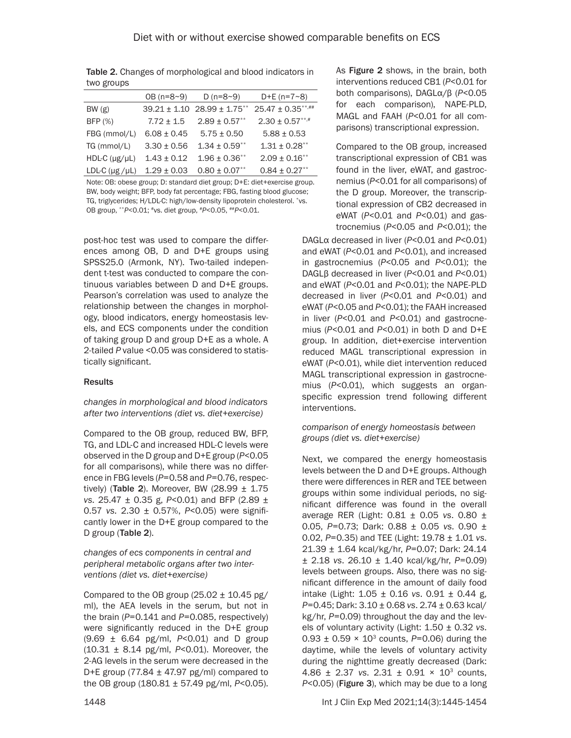**Table 2.** Changes of morphological and blood indicators in two groups

| | OB (n=8~9) | D (n=8~9) | D+E (n=7~8) |
|---|---|---|---|
| BW (g) | 39.21 ± 1.10 | 28.99 ± 1.75** | 25.47 ± 0.35**,## |
| BFP (%) | 7.72 ± 1.5 | 2.89 ± 0.57** | 2.30 ± 0.57**,# |
| FBG (mmol/L) | 6.08 ± 0.45 | 5.75 ± 0.50 | 5.88 ± 0.53 |
| TG (mmol/L) | 3.30 ± 0.56 | 1.34 ± 0.59** | 1.31 ± 0.28** |
| HDL-C (μg/μL) | 1.43 ± 0.12 | 1.96 ± 0.36** | 2.09 ± 0.16** |
| LDL-C (μg /μL) | 1.29 ± 0.03 | 0.80 ± 0.07** | 0.84 ± 0.27** |

Note: OB: obese group; D: standard diet group; D+E: diet+exercise group. BW, body weight; BFP, body fat percentage; FBG, fasting blood glucose; TG, triglycerides; H/LDL-C: high/low-density lipoprotein cholesterol. *vs. OB group, **$P<0.01$; #vs. diet group, #$P<0.05$, ##$P<0.01$.

post-hoc test was used to compare the differences among OB, D and D+E groups using SPSS25.0 (Armonk, NY). Two-tailed independent t-test was conducted to compare the continuous variables between D and D+E groups. Pearson's correlation was used to analyze the relationship between the changes in morphology, blood indicators, energy homeostasis levels, and ECS components under the condition of taking group D and group D+E as a whole. A 2-tailed *P* value <0.05 was considered to statistically significant.

## Results

### *changes in morphological and blood indicators after two interventions (diet vs. diet+exercise)*

Compared to the OB group, reduced BW, BFP, TG, and LDL-C and increased HDL-C levels were observed in the D group and D+E group ($P<0.05$ for all comparisons), while there was no difference in FBG levels ($P=0.58$ and $P=0.76$, respectively) (**Table 2**). Moreover, BW (28.99 ± 1.75 *vs.* 25.47 ± 0.35 g, $P<0.01$) and BFP (2.89 ± 0.57 *vs.* 2.30 ± 0.57%, $P<0.05$) were significantly lower in the D+E group compared to the D group (**Table 2**).

### *changes of ecs components in central and peripheral metabolic organs after two interventions (diet vs. diet+exercise)*

Compared to the OB group (25.02 ± 10.45 pg/ml), the AEA levels in the serum, but not in the brain ($P=0.141$ and $P=0.085$, respectively) were significantly reduced in the D+E group (9.69 ± 6.64 pg/ml, $P<0.01$) and D group (10.31 ± 8.14 pg/ml, $P<0.01$). Moreover, the 2-AG levels in the serum were decreased in the D+E group (77.84 ± 47.97 pg/ml) compared to the OB group (180.81 ± 57.49 pg/ml, $P<0.05$). As **Figure 2** shows, in the brain, both interventions reduced CB1 ($P<0.01$ for both comparisons), DAGLα/β ($P<0.05$ for each comparison), NAPE-PLD, MAGL and FAAH ($P<0.01$ for all comparisons) transcriptional expression.

Compared to the OB group, increased transcriptional expression of CB1 was found in the liver, eWAT, and gastrocnemius ($P<0.01$ for all comparisons) of the D group. Moreover, the transcriptional expression of CB2 decreased in eWAT ($P<0.01$ and $P<0.01$) and gastrocnemius ($P<0.05$ and $P<0.01$); the DAGLα decreased in liver ($P<0.01$ and $P<0.01$) and eWAT ($P<0.01$ and $P<0.01$), and increased in gastrocnemius ($P<0.05$ and $P<0.01$); the DAGLβ decreased in liver ($P<0.01$ and $P<0.01$) and eWAT ($P<0.01$ and $P<0.01$); the NAPE-PLD decreased in liver ($P<0.01$ and $P<0.01$) and eWAT ($P<0.05$ and $P<0.01$); the FAAH increased in liver ($P<0.01$ and $P<0.01$) and gastrocnemius ($P<0.01$ and $P<0.01$) in both D and D+E group. In addition, diet+exercise intervention reduced MAGL transcriptional expression in eWAT ($P<0.01$), while diet intervention reduced MAGL transcriptional expression in gastrocnemius ($P<0.01$), which suggests an organ-specific expression trend following different interventions.

### *comparison of energy homeostasis between groups (diet vs. diet+exercise)*

Next, we compared the energy homeostasis levels between the D and D+E groups. Although there were differences in RER and TEE between groups within some individual periods, no significant difference was found in the overall average RER (Light: 0.81 ± 0.05 *vs.* 0.80 ± 0.05, $P=0.73$; Dark: 0.88 ± 0.05 *vs.* 0.90 ± 0.02, $P=0.35$) and TEE (Light: 19.78 ± 1.01 *vs.* 21.39 ± 1.64 kcal/kg/hr, $P=0.07$; Dark: 24.14 ± 2.18 *vs.* 26.10 ± 1.40 kcal/kg/hr, $P=0.09$) levels between groups. Also, there was no significant difference in the amount of daily food intake (Light: 1.05 ± 0.16 *vs.* 0.91 ± 0.44 g, $P=0.45$; Dark: 3.10 ± 0.68 *vs.* 2.74 ± 0.63 kcal/kg/hr, $P=0.09$) throughout the day and the levels of voluntary activity (Light: 1.50 ± 0.32 *vs.* 0.93 ± 0.59 × $10^3$ counts, $P=0.06$) during the daytime, while the levels of voluntary activity during the nighttime greatly decreased (Dark: 4.86 ± 2.37 *vs.* 2.31 ± 0.91 × $10^3$ counts, $P<0.05$) (**Figure 3**), which may be due to a long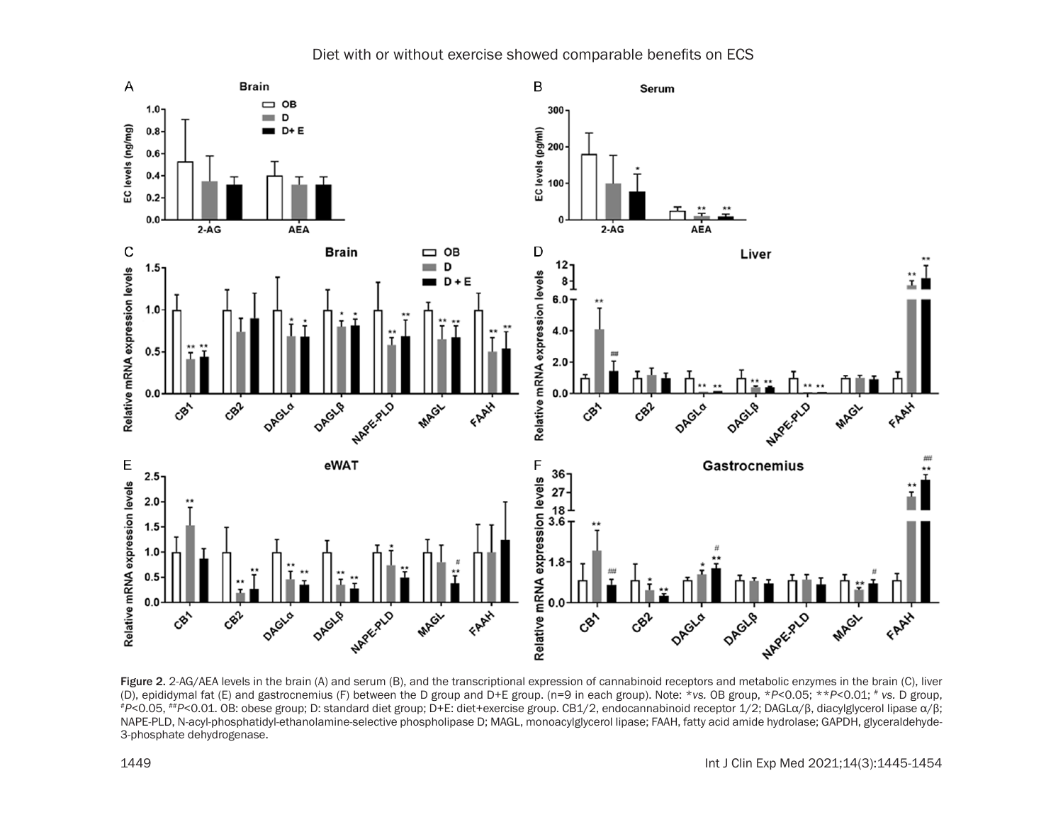Diet with or without exercise showed comparable benefits on ECS

Figure 2. 2-AG/AEA levels in the brain (A) and serum (B), and the transcriptional expression of cannabinoid receptors and metabolic enzymes in the brain (C), liver (D), epididymal fat (E) and gastrocnemius (F) between the D group and D+E group. (n=9 in each group). Note: *vs. OB group, *$P<0.05$; **$P<0.01$; # vs. D group, #$P<0.05$, ##$P<0.01$. OB: obese group; D: standard diet group; D+E: diet+exercise group. CB1/2, endocannabinoid receptor 1/2; DAGLα/β, diacylglycerol lipase α/β; NAPE-PLD, N-acyl-phosphatidyl-ethanolamine-selective phospholipase D; MAGL, monoacylglycerol lipase; FAAH, fatty acid amide hydrolase; GAPDH, glyceraldehyde-3-phosphate dehydrogenase.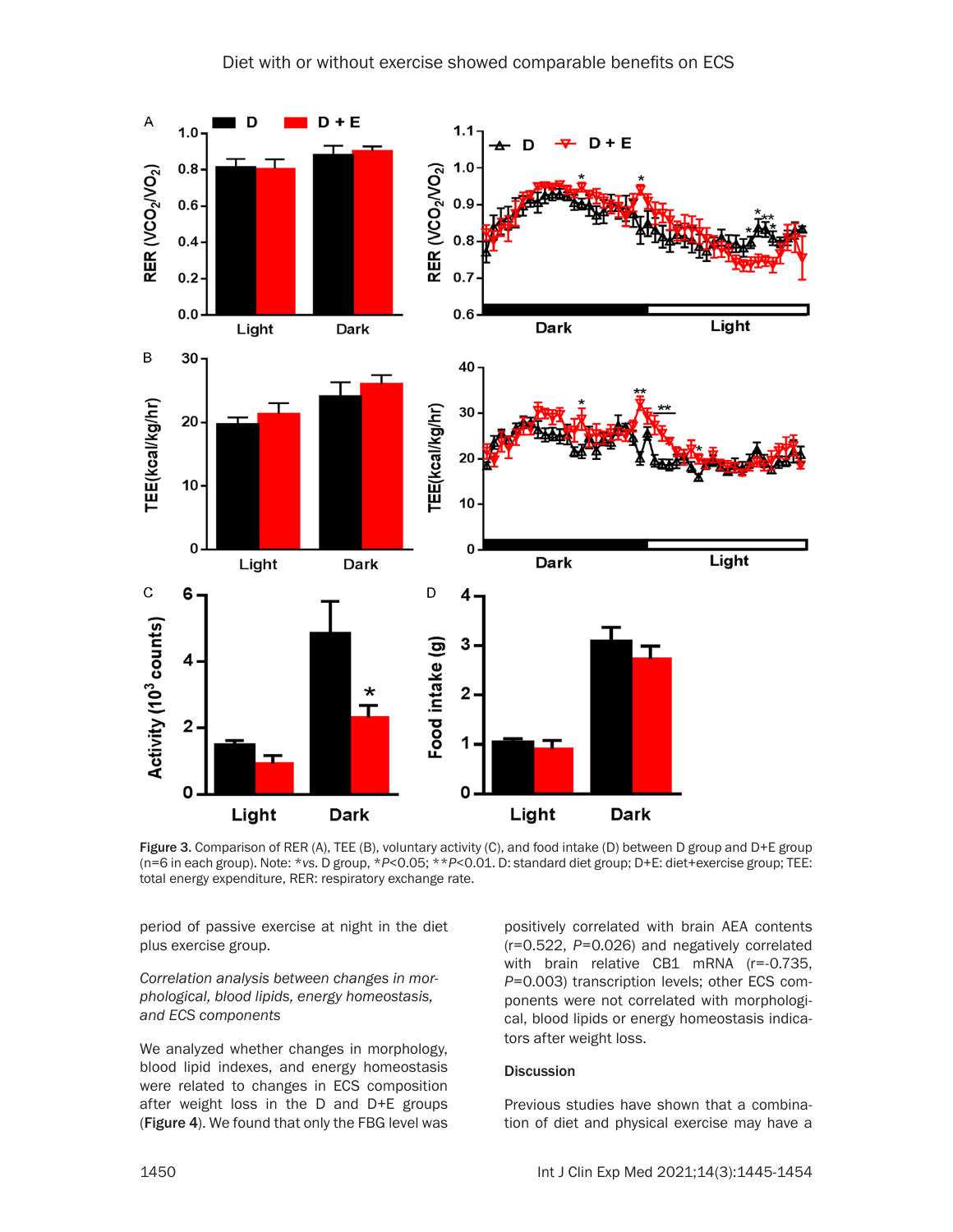Figure 3. Comparison of RER (A), TEE (B), voluntary activity (C), and food intake (D) between D group and D+E group (n=6 in each group). Note: *vs. D group, *$P$<0.05; **$P$<0.01. D: standard diet group; D+E: diet+exercise group; TEE: total energy expenditure, RER: respiratory exchange rate.

period of passive exercise at night in the diet plus exercise group.

*Correlation analysis between changes in morphological, blood lipids, energy homeostasis, and ECS components*

We analyzed whether changes in morphology, blood lipid indexes, and energy homeostasis were related to changes in ECS composition after weight loss in the D and D+E groups (**Figure 4**). We found that only the FBG level was positively correlated with brain AEA contents (r=0.522, $P$=0.026) and negatively correlated with brain relative CB1 mRNA (r=-0.735, $P$=0.003) transcription levels; other ECS components were not correlated with morphological, blood lipids or energy homeostasis indicators after weight loss.

## Discussion

Previous studies have shown that a combination of diet and physical exercise may have a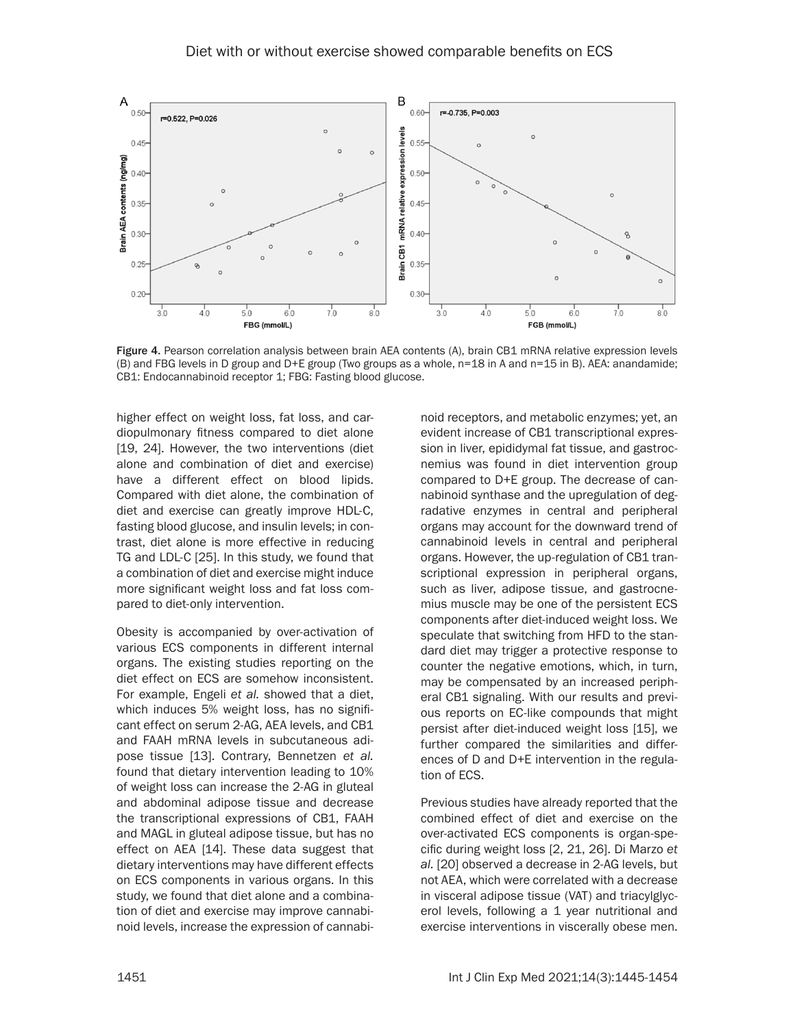Figure 4. Pearson correlation analysis between brain AEA contents (A), brain CB1 mRNA relative expression levels (B) and FBG levels in D group and D+E group (Two groups as a whole, n=18 in A and n=15 in B). AEA: anandamide; CB1: Endocannabinoid receptor 1; FBG: Fasting blood glucose.

higher effect on weight loss, fat loss, and cardiopulmonary fitness compared to diet alone [19, 24]. However, the two interventions (diet alone and combination of diet and exercise) have a different effect on blood lipids. Compared with diet alone, the combination of diet and exercise can greatly improve HDL-C, fasting blood glucose, and insulin levels; in contrast, diet alone is more effective in reducing TG and LDL-C [25]. In this study, we found that a combination of diet and exercise might induce more significant weight loss and fat loss compared to diet-only intervention.

Obesity is accompanied by over-activation of various ECS components in different internal organs. The existing studies reporting on the diet effect on ECS are somehow inconsistent. For example, Engeli *et al.* showed that a diet, which induces 5% weight loss, has no significant effect on serum 2-AG, AEA levels, and CB1 and FAAH mRNA levels in subcutaneous adipose tissue [13]. Contrary, Bennetzen *et al.* found that dietary intervention leading to 10% of weight loss can increase the 2-AG in gluteal and abdominal adipose tissue and decrease the transcriptional expressions of CB1, FAAH and MAGL in gluteal adipose tissue, but has no effect on AEA [14]. These data suggest that dietary interventions may have different effects on ECS components in various organs. In this study, we found that diet alone and a combination of diet and exercise may improve cannabinoid levels, increase the expression of cannabinoid receptors, and metabolic enzymes; yet, an evident increase of CB1 transcriptional expression in liver, epididymal fat tissue, and gastrocnemius was found in diet intervention group compared to D+E group. The decrease of cannabinoid synthase and the upregulation of degradative enzymes in central and peripheral organs may account for the downward trend of cannabinoid levels in central and peripheral organs. However, the up-regulation of CB1 transcriptional expression in peripheral organs, such as liver, adipose tissue, and gastrocnemius muscle may be one of the persistent ECS components after diet-induced weight loss. We speculate that switching from HFD to the standard diet may trigger a protective response to counter the negative emotions, which, in turn, may be compensated by an increased peripheral CB1 signaling. With our results and previous reports on EC-like compounds that might persist after diet-induced weight loss [15], we further compared the similarities and differences of D and D+E intervention in the regulation of ECS.

Previous studies have already reported that the combined effect of diet and exercise on the over-activated ECS components is organ-specific during weight loss [2, 21, 26]. Di Marzo *et al.* [20] observed a decrease in 2-AG levels, but not AEA, which were correlated with a decrease in visceral adipose tissue (VAT) and triacylglycerol levels, following a 1 year nutritional and exercise interventions in viscerally obese men.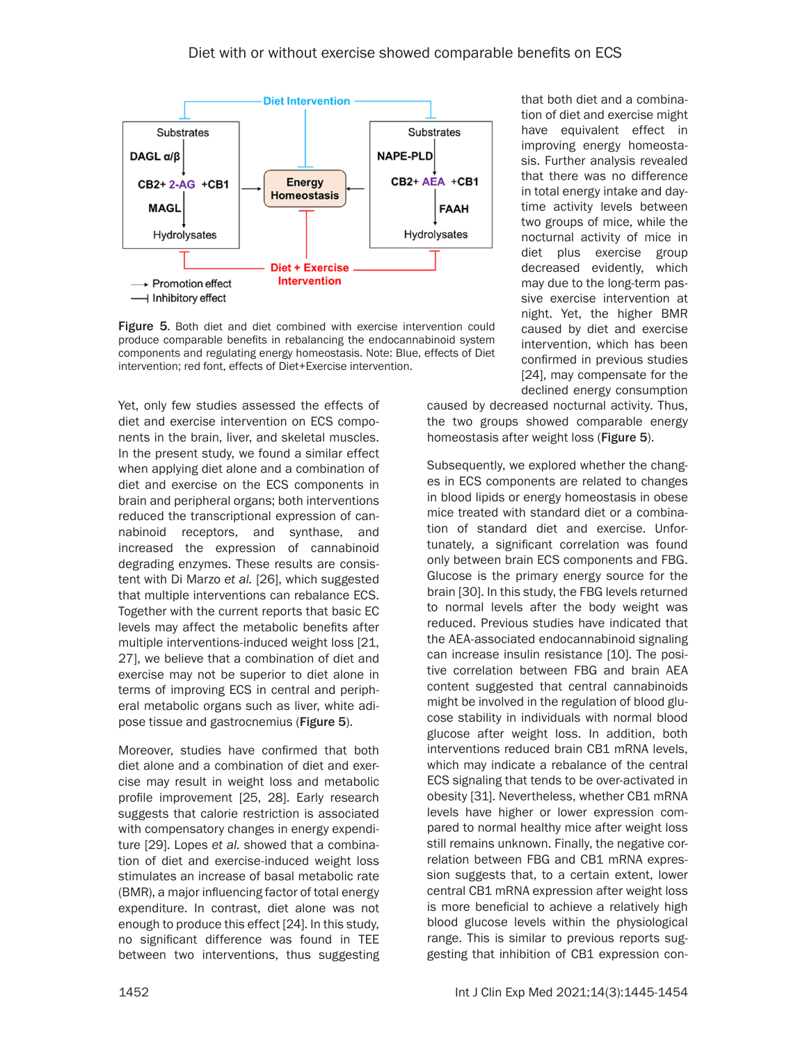Figure 5. Both diet and diet combined with exercise intervention could produce comparable benefits in rebalancing the endocannabinoid system components and regulating energy homeostasis. Note: Blue, effects of Diet intervention; red font, effects of Diet+Exercise intervention.

Yet, only few studies assessed the effects of diet and exercise intervention on ECS components in the brain, liver, and skeletal muscles. In the present study, we found a similar effect when applying diet alone and a combination of diet and exercise on the ECS components in brain and peripheral organs; both interventions reduced the transcriptional expression of cannabinoid receptors, and synthase, and increased the expression of cannabinoid degrading enzymes. These results are consistent with Di Marzo *et al.* [26], which suggested that multiple interventions can rebalance ECS. Together with the current reports that basic EC levels may affect the metabolic benefits after multiple interventions-induced weight loss [21, 27], we believe that a combination of diet and exercise may not be superior to diet alone in terms of improving ECS in central and peripheral metabolic organs such as liver, white adipose tissue and gastrocnemius (**Figure 5**).

Moreover, studies have confirmed that both diet alone and a combination of diet and exercise may result in weight loss and metabolic profile improvement [25, 28]. Early research suggests that calorie restriction is associated with compensatory changes in energy expenditure [29]. Lopes *et al.* showed that a combination of diet and exercise-induced weight loss stimulates an increase of basal metabolic rate (BMR), a major influencing factor of total energy expenditure. In contrast, diet alone was not enough to produce this effect [24]. In this study, no significant difference was found in TEE between two interventions, thus suggesting that both diet and a combination of diet and exercise might have equivalent effect in improving energy homeostasis. Further analysis revealed that there was no difference in total energy intake and daytime activity levels between two groups of mice, while the nocturnal activity of mice in diet plus exercise group decreased evidently, which may due to the long-term passive exercise intervention at night. Yet, the higher BMR caused by diet and exercise intervention, which has been confirmed in previous studies [24], may compensate for the declined energy consumption caused by decreased nocturnal activity. Thus, the two groups showed comparable energy homeostasis after weight loss (**Figure 5**).

Subsequently, we explored whether the changes in ECS components are related to changes in blood lipids or energy homeostasis in obese mice treated with standard diet or a combination of standard diet and exercise. Unfortunately, a significant correlation was found only between brain ECS components and FBG. Glucose is the primary energy source for the brain [30]. In this study, the FBG levels returned to normal levels after the body weight was reduced. Previous studies have indicated that the AEA-associated endocannabinoid signaling can increase insulin resistance [10]. The positive correlation between FBG and brain AEA content suggested that central cannabinoids might be involved in the regulation of blood glucose stability in individuals with normal blood glucose after weight loss. In addition, both interventions reduced brain CB1 mRNA levels, which may indicate a rebalance of the central ECS signaling that tends to be over-activated in obesity [31]. Nevertheless, whether CB1 mRNA levels have higher or lower expression compared to normal healthy mice after weight loss still remains unknown. Finally, the negative correlation between FBG and CB1 mRNA expression suggests that, to a certain extent, lower central CB1 mRNA expression after weight loss is more beneficial to achieve a relatively high blood glucose levels within the physiological range. This is similar to previous reports suggesting that inhibition of CB1 expression con-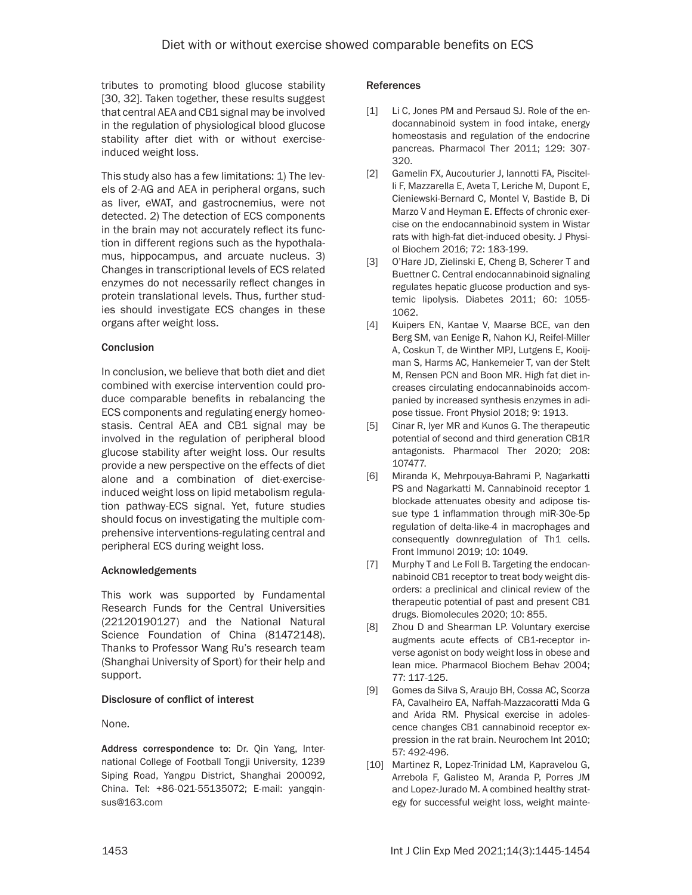tributes to promoting blood glucose stability [30, 32]. Taken together, these results suggest that central AEA and CB1 signal may be involved in the regulation of physiological blood glucose stability after diet with or without exercise-induced weight loss.

This study also has a few limitations: 1) The levels of 2-AG and AEA in peripheral organs, such as liver, eWAT, and gastrocnemius, were not detected. 2) The detection of ECS components in the brain may not accurately reflect its function in different regions such as the hypothalamus, hippocampus, and arcuate nucleus. 3) Changes in transcriptional levels of ECS related enzymes do not necessarily reflect changes in protein translational levels. Thus, further studies should investigate ECS changes in these organs after weight loss.

## Conclusion

In conclusion, we believe that both diet and diet combined with exercise intervention could produce comparable benefits in rebalancing the ECS components and regulating energy homeostasis. Central AEA and CB1 signal may be involved in the regulation of peripheral blood glucose stability after weight loss. Our results provide a new perspective on the effects of diet alone and a combination of diet-exercise-induced weight loss on lipid metabolism regulation pathway-ECS signal. Yet, future studies should focus on investigating the multiple comprehensive interventions-regulating central and peripheral ECS during weight loss.

## Acknowledgements

This work was supported by Fundamental Research Funds for the Central Universities (22120190127) and the National Natural Science Foundation of China (81472148). Thanks to Professor Wang Ru's research team (Shanghai University of Sport) for their help and support.

## Disclosure of conflict of interest

None.

**Address correspondence to:** Dr. Qin Yang, International College of Football Tongji University, 1239 Siping Road, Yangpu District, Shanghai 200092, China. Tel: +86-021-55135072; E-mail: yangqinsus@163.com

## References

[1] Li C, Jones PM and Persaud SJ. Role of the endocannabinoid system in food intake, energy homeostasis and regulation of the endocrine pancreas. Pharmacol Ther 2011; 129: 307-320.

[2] Gamelin FX, Aucouturier J, Iannotti FA, Piscitelli F, Mazzarella E, Aveta T, Leriche M, Dupont E, Cieniewski-Bernard C, Montel V, Bastide B, Di Marzo V and Heyman E. Effects of chronic exercise on the endocannabinoid system in Wistar rats with high-fat diet-induced obesity. J Physiol Biochem 2016; 72: 183-199.

[3] O'Hare JD, Zielinski E, Cheng B, Scherer T and Buettner C. Central endocannabinoid signaling regulates hepatic glucose production and systemic lipolysis. Diabetes 2011; 60: 1055-1062.

[4] Kuipers EN, Kantae V, Maarse BCE, van den Berg SM, van Eenige R, Nahon KJ, Reifel-Miller A, Coskun T, de Winther MPJ, Lutgens E, Kooijman S, Harms AC, Hankemeier T, van der Stelt M, Rensen PCN and Boon MR. High fat diet increases circulating endocannabinoids accompanied by increased synthesis enzymes in adipose tissue. Front Physiol 2018; 9: 1913.

[5] Cinar R, Iyer MR and Kunos G. The therapeutic potential of second and third generation CB1R antagonists. Pharmacol Ther 2020; 208: 107477.

[6] Miranda K, Mehrpouya-Bahrami P, Nagarkatti PS and Nagarkatti M. Cannabinoid receptor 1 blockade attenuates obesity and adipose tissue type 1 inflammation through miR-30e-5p regulation of delta-like-4 in macrophages and consequently downregulation of Th1 cells. Front Immunol 2019; 10: 1049.

[7] Murphy T and Le Foll B. Targeting the endocannabinoid CB1 receptor to treat body weight disorders: a preclinical and clinical review of the therapeutic potential of past and present CB1 drugs. Biomolecules 2020; 10: 855.

[8] Zhou D and Shearman LP. Voluntary exercise augments acute effects of CB1-receptor inverse agonist on body weight loss in obese and lean mice. Pharmacol Biochem Behav 2004; 77: 117-125.

[9] Gomes da Silva S, Araujo BH, Cossa AC, Scorza FA, Cavalheiro EA, Naffah-Mazzacoratti Mda G and Arida RM. Physical exercise in adolescence changes CB1 cannabinoid receptor expression in the rat brain. Neurochem Int 2010; 57: 492-496.

[10] Martinez R, Lopez-Trinidad LM, Kapravelou G, Arrebola F, Galisteo M, Aranda P, Porres JM and Lopez-Jurado M. A combined healthy strategy for successful weight loss, weight mainte-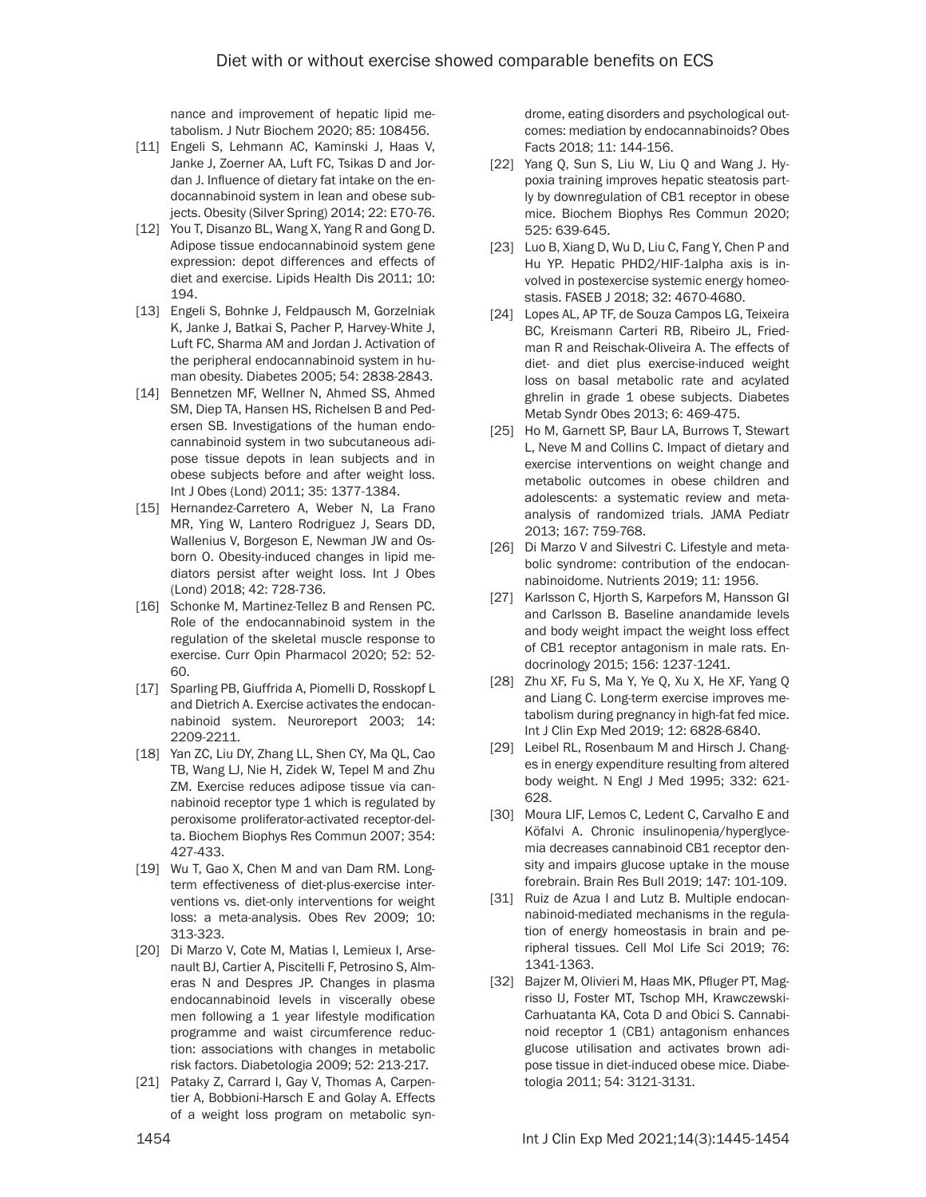nance and improvement of hepatic lipid metabolism. J Nutr Biochem 2020; 85: 108456.

[11] Engeli S, Lehmann AC, Kaminski J, Haas V, Janke J, Zoerner AA, Luft FC, Tsikas D and Jordan J. Influence of dietary fat intake on the endocannabinoid system in lean and obese subjects. Obesity (Silver Spring) 2014; 22: E70-76.

[12] You T, Disanzo BL, Wang X, Yang R and Gong D. Adipose tissue endocannabinoid system gene expression: depot differences and effects of diet and exercise. Lipids Health Dis 2011; 10: 194.

[13] Engeli S, Bohnke J, Feldpausch M, Gorzelniak K, Janke J, Batkai S, Pacher P, Harvey-White J, Luft FC, Sharma AM and Jordan J. Activation of the peripheral endocannabinoid system in human obesity. Diabetes 2005; 54: 2838-2843.

[14] Bennetzen MF, Wellner N, Ahmed SS, Ahmed SM, Diep TA, Hansen HS, Richelsen B and Pedersen SB. Investigations of the human endocannabinoid system in two subcutaneous adipose tissue depots in lean subjects and in obese subjects before and after weight loss. Int J Obes (Lond) 2011; 35: 1377-1384.

[15] Hernandez-Carretero A, Weber N, La Frano MR, Ying W, Lantero Rodriguez J, Sears DD, Wallenius V, Borgeson E, Newman JW and Osborn O. Obesity-induced changes in lipid mediators persist after weight loss. Int J Obes (Lond) 2018; 42: 728-736.

[16] Schonke M, Martinez-Tellez B and Rensen PC. Role of the endocannabinoid system in the regulation of the skeletal muscle response to exercise. Curr Opin Pharmacol 2020; 52: 52-60.

[17] Sparling PB, Giuffrida A, Piomelli D, Rosskopf L and Dietrich A. Exercise activates the endocannabinoid system. Neuroreport 2003; 14: 2209-2211.

[18] Yan ZC, Liu DY, Zhang LL, Shen CY, Ma QL, Cao TB, Wang LJ, Nie H, Zidek W, Tepel M and Zhu ZM. Exercise reduces adipose tissue via cannabinoid receptor type 1 which is regulated by peroxisome proliferator-activated receptor-delta. Biochem Biophys Res Commun 2007; 354: 427-433.

[19] Wu T, Gao X, Chen M and van Dam RM. Long-term effectiveness of diet-plus-exercise interventions vs. diet-only interventions for weight loss: a meta-analysis. Obes Rev 2009; 10: 313-323.

[20] Di Marzo V, Cote M, Matias I, Lemieux I, Arsenault BJ, Cartier A, Piscitelli F, Petrosino S, Almeras N and Despres JP. Changes in plasma endocannabinoid levels in viscerally obese men following a 1 year lifestyle modification programme and waist circumference reduction: associations with changes in metabolic risk factors. Diabetologia 2009; 52: 213-217.

[21] Pataky Z, Carrard I, Gay V, Thomas A, Carpentier A, Bobbioni-Harsch E and Golay A. Effects of a weight loss program on metabolic syndrome, eating disorders and psychological outcomes: mediation by endocannabinoids? Obes Facts 2018; 11: 144-156.

[22] Yang Q, Sun S, Liu W, Liu Q and Wang J. Hypoxia training improves hepatic steatosis partly by downregulation of CB1 receptor in obese mice. Biochem Biophys Res Commun 2020; 525: 639-645.

[23] Luo B, Xiang D, Wu D, Liu C, Fang Y, Chen P and Hu YP. Hepatic PHD2/HIF-1alpha axis is involved in postexercise systemic energy homeostasis. FASEB J 2018; 32: 4670-4680.

[24] Lopes AL, AP TF, de Souza Campos LG, Teixeira BC, Kreismann Carteri RB, Ribeiro JL, Friedman R and Reischak-Oliveira A. The effects of diet- and diet plus exercise-induced weight loss on basal metabolic rate and acylated ghrelin in grade 1 obese subjects. Diabetes Metab Syndr Obes 2013; 6: 469-475.

[25] Ho M, Garnett SP, Baur LA, Burrows T, Stewart L, Neve M and Collins C. Impact of dietary and exercise interventions on weight change and metabolic outcomes in obese children and adolescents: a systematic review and meta-analysis of randomized trials. JAMA Pediatr 2013; 167: 759-768.

[26] Di Marzo V and Silvestri C. Lifestyle and metabolic syndrome: contribution of the endocannabinoidome. Nutrients 2019; 11: 1956.

[27] Karlsson C, Hjorth S, Karpefors M, Hansson GI and Carlsson B. Baseline anandamide levels and body weight impact the weight loss effect of CB1 receptor antagonism in male rats. Endocrinology 2015; 156: 1237-1241.

[28] Zhu XF, Fu S, Ma Y, Ye Q, Xu X, He XF, Yang Q and Liang C. Long-term exercise improves metabolism during pregnancy in high-fat fed mice. Int J Clin Exp Med 2019; 12: 6828-6840.

[29] Leibel RL, Rosenbaum M and Hirsch J. Changes in energy expenditure resulting from altered body weight. N Engl J Med 1995; 332: 621-628.

[30] Moura LIF, Lemos C, Ledent C, Carvalho E and Köfalvi A. Chronic insulinopenia/hyperglycemia decreases cannabinoid CB1 receptor density and impairs glucose uptake in the mouse forebrain. Brain Res Bull 2019; 147: 101-109.

[31] Ruiz de Azua I and Lutz B. Multiple endocannabinoid-mediated mechanisms in the regulation of energy homeostasis in brain and peripheral tissues. Cell Mol Life Sci 2019; 76: 1341-1363.

[32] Bajzer M, Olivieri M, Haas MK, Pfluger PT, Magrisso IJ, Foster MT, Tschop MH, Krawczewski-Carhuatanta KA, Cota D and Obici S. Cannabinoid receptor 1 (CB1) antagonism enhances glucose utilisation and activates brown adipose tissue in diet-induced obese mice. Diabetologia 2011; 54: 3121-3131.